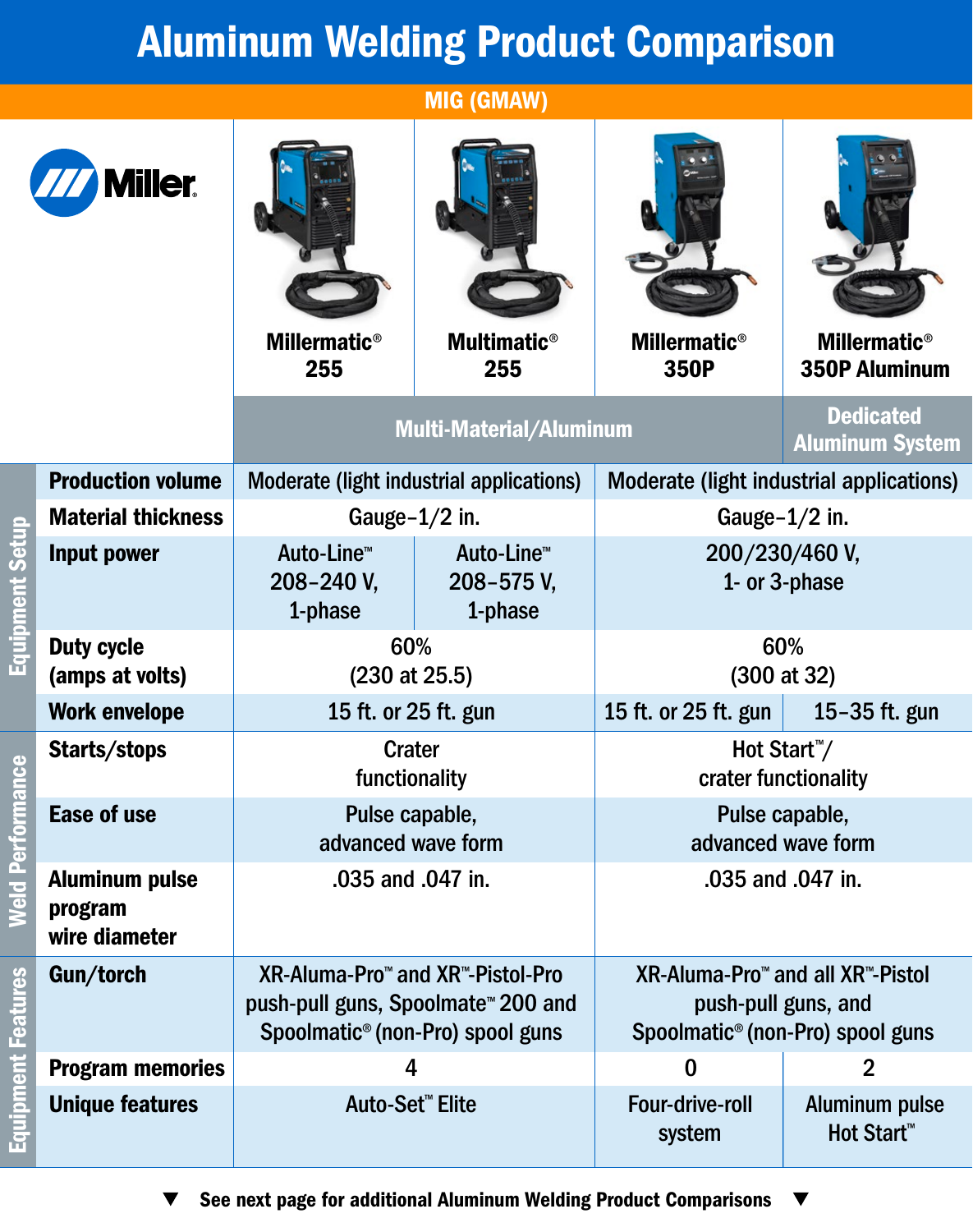# Aluminum Welding Product Comparison

## MIG (GMAW)

| | | Millermatic® 255 | Multimatic® 255 | Millermatic® 350P | Millermatic® 350P Aluminum |
|---|---|---|---|---|---|
| | | Multi-Material/Aluminum | | | Dedicated Aluminum System |
| Equipment Setup | Production volume | Moderate (light industrial applications) | | Moderate (light industrial applications) | |
| | Material thickness | Gauge–1/2 in. | | Gauge–1/2 in. | |
| | Input power | Auto-Line™ 208–240 V, 1-phase | Auto-Line™ 208–575 V, 1-phase | 200/230/460 V, 1- or 3-phase | |
| | Duty cycle (amps at volts) | 60% (230 at 25.5) | | 60% (300 at 32) | |
| | Work envelope | 15 ft. or 25 ft. gun | | 15 ft. or 25 ft. gun | 15–35 ft. gun |
| Weld Performance | Starts/stops | Crater functionality | | Hot Start™/ crater functionality | |
| | Ease of use | Pulse capable, advanced wave form | | Pulse capable, advanced wave form | |
| | Aluminum pulse program wire diameter | .035 and .047 in. | | .035 and .047 in. | |
| Equipment Features | Gun/torch | XR-Aluma-Pro™ and XR™-Pistol-Pro push-pull guns, Spoolmate™ 200 and Spoolmatic® (non-Pro) spool guns | | XR-Aluma-Pro™ and all XR™-Pistol push-pull guns, and Spoolmatic® (non-Pro) spool guns | |
| | Program memories | 4 | | 0 | 2 |
| | Unique features | Auto-Set™ Elite | | Four-drive-roll system | Aluminum pulse Hot Start™ |

▼ See next page for additional Aluminum Welding Product Comparisons ▼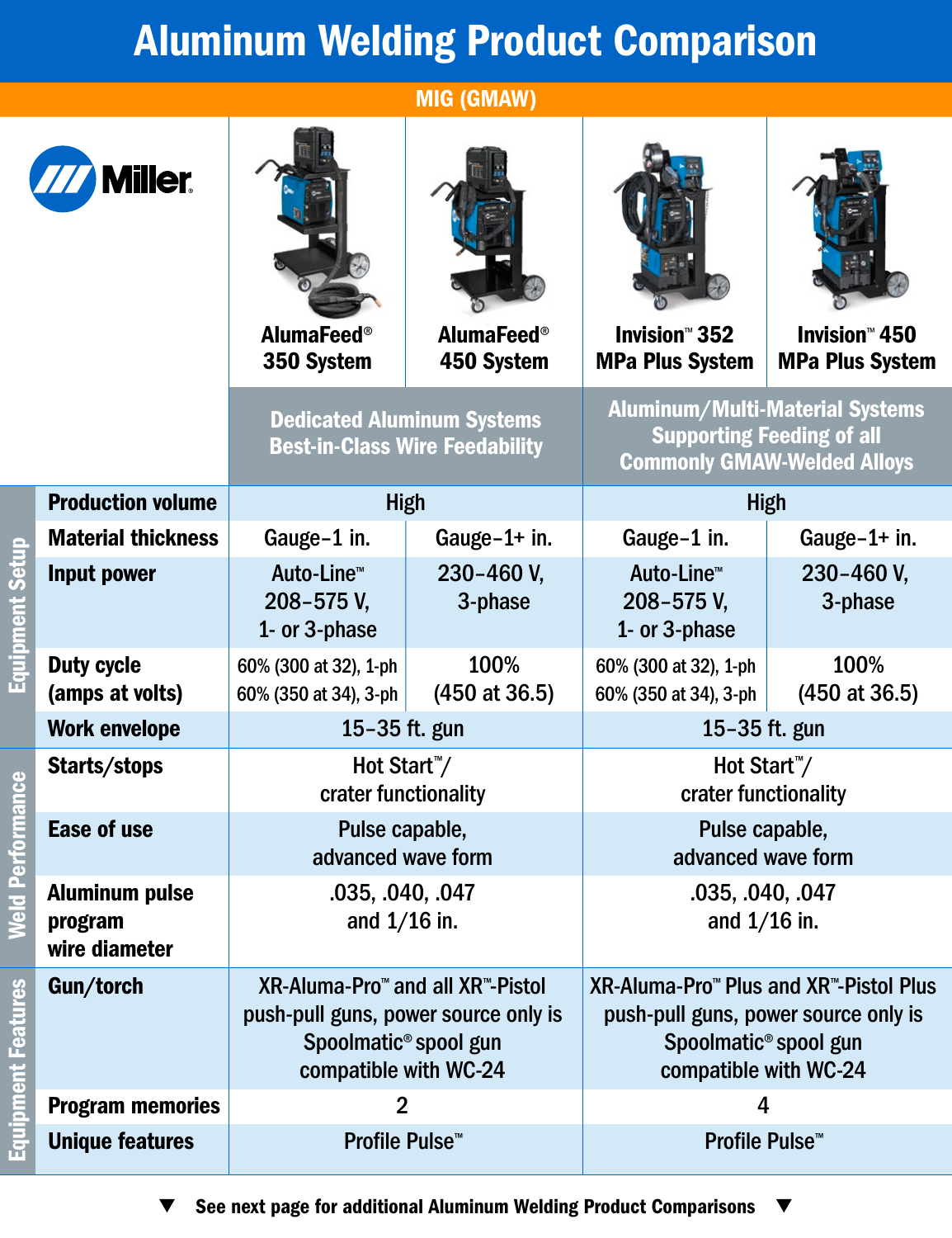# Aluminum Welding Product Comparison

## MIG (GMAW)

Miller

| | | AlumaFeed® 350 System | AlumaFeed® 450 System | Invision™ 352 MPa Plus System | Invision™ 450 MPa Plus System |
|---|---|---|---|---|---|
| | | Dedicated Aluminum Systems Best-in-Class Wire Feedability | | Aluminum/Multi-Material Systems Supporting Feeding of all Commonly GMAW-Welded Alloys | |
| Equipment Setup | Production volume | High | | High | |
| | Material thickness | Gauge–1 in. | Gauge–1+ in. | Gauge–1 in. | Gauge–1+ in. |
| | Input power | Auto-Line™ 208–575 V, 1- or 3-phase | 230–460 V, 3-phase | Auto-Line™ 208–575 V, 1- or 3-phase | 230–460 V, 3-phase |
| | Duty cycle (amps at volts) | 60% (300 at 32), 1-ph 60% (350 at 34), 3-ph | 100% (450 at 36.5) | 60% (300 at 32), 1-ph 60% (350 at 34), 3-ph | 100% (450 at 36.5) |
| | Work envelope | 15–35 ft. gun | | 15–35 ft. gun | |
| Weld Performance | Starts/stops | Hot Start™/ crater functionality | | Hot Start™/ crater functionality | |
| | Ease of use | Pulse capable, advanced wave form | | Pulse capable, advanced wave form | |
| | Aluminum pulse program wire diameter | .035, .040, .047 and 1/16 in. | | .035, .040, .047 and 1/16 in. | |
| Equipment Features | Gun/torch | XR-Aluma-Pro™ and all XR™-Pistol push-pull guns, power source only is Spoolmatic® spool gun compatible with WC-24 | | XR-Aluma-Pro™ Plus and XR™-Pistol Plus push-pull guns, power source only is Spoolmatic® spool gun compatible with WC-24 | |
| | Program memories | 2 | | 4 | |
| | Unique features | Profile Pulse™ | | Profile Pulse™ | |

▼ See next page for additional Aluminum Welding Product Comparisons ▼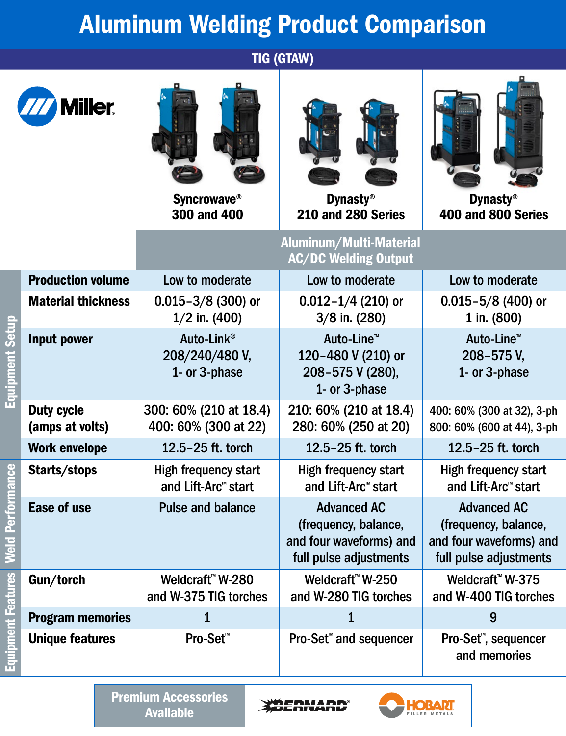# Aluminum Welding Product Comparison

## TIG (GTAW)

Miller

| | | Syncrowave® 300 and 400 | Dynasty® 210 and 280 Series | Dynasty® 400 and 800 Series |
|---|---|---|---|---|
| | | Aluminum/Multi-Material AC/DC Welding Output | | |
| Equipment Setup | Production volume | Low to moderate | Low to moderate | Low to moderate |
| | Material thickness | 0.015–3/8 (300) or 1/2 in. (400) | 0.012–1/4 (210) or 3/8 in. (280) | 0.015–5/8 (400) or 1 in. (800) |
| | Input power | Auto-Link® 208/240/480 V, 1- or 3-phase | Auto-Line™ 120–480 V (210) or 208–575 V (280), 1- or 3-phase | Auto-Line™ 208–575 V, 1- or 3-phase |
| | Duty cycle (amps at volts) | 300: 60% (210 at 18.4) 400: 60% (300 at 22) | 210: 60% (210 at 18.4) 280: 60% (250 at 20) | 400: 60% (300 at 32), 3-ph 800: 60% (600 at 44), 3-ph |
| | Work envelope | 12.5–25 ft. torch | 12.5–25 ft. torch | 12.5–25 ft. torch |
| Weld Performance | Starts/stops | High frequency start and Lift-Arc™ start | High frequency start and Lift-Arc™ start | High frequency start and Lift-Arc™ start |
| | Ease of use | Pulse and balance | Advanced AC (frequency, balance, and four waveforms) and full pulse adjustments | Advanced AC (frequency, balance, and four waveforms) and full pulse adjustments |
| Equipment Features | Gun/torch | Weldcraft™ W-280 and W-375 TIG torches | Weldcraft™ W-250 and W-280 TIG torches | Weldcraft™ W-375 and W-400 TIG torches |
| | Program memories | 1 | 1 | 9 |
| | Unique features | Pro-Set™ | Pro-Set™ and sequencer | Pro-Set™, sequencer and memories |

Premium Accessories Available

BERNARD® HOBART FILLER METALS